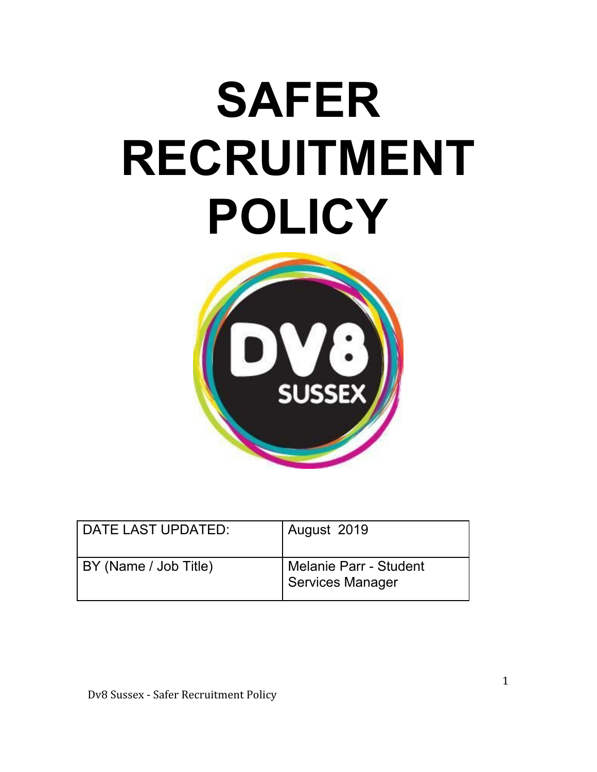# SAFER RECRUITMENT POLICY

| DATE LAST UPDATED: | August 2019 |
| --- | --- |
| BY (Name / Job Title) | Melanie Parr - Student Services Manager |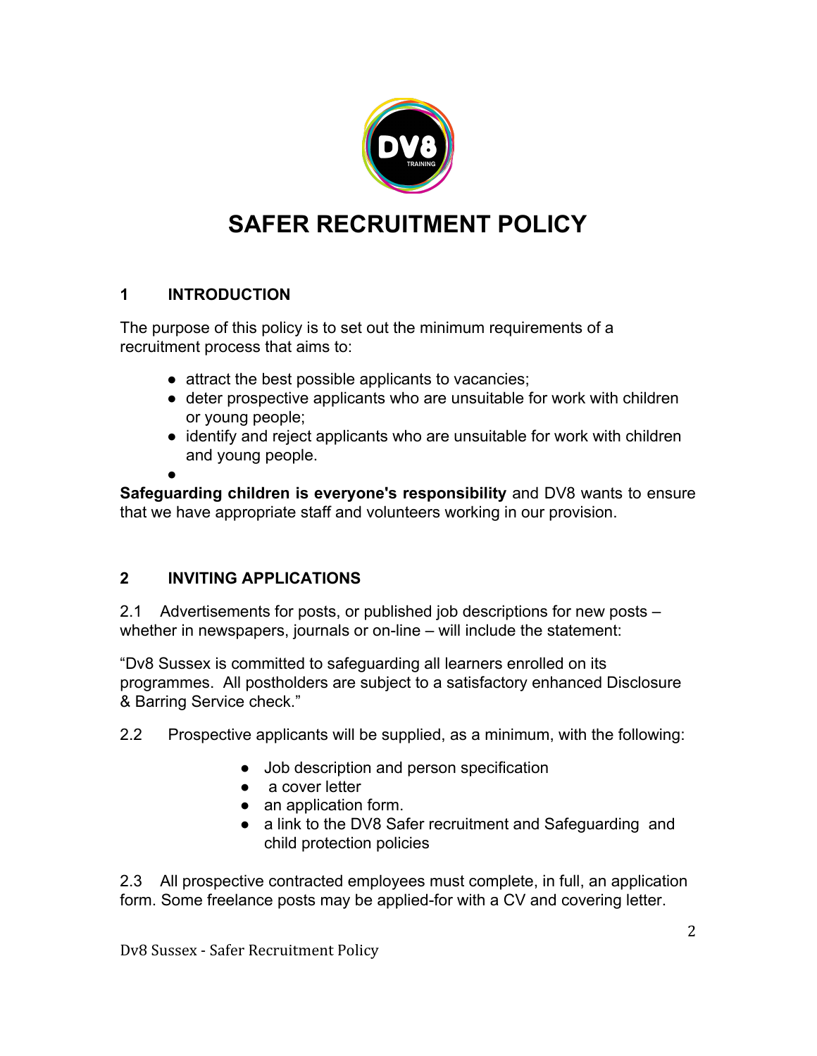# SAFER RECRUITMENT POLICY

## 1 INTRODUCTION

The purpose of this policy is to set out the minimum requirements of a recruitment process that aims to:

- attract the best possible applicants to vacancies;
- deter prospective applicants who are unsuitable for work with children or young people;
- identify and reject applicants who are unsuitable for work with children and young people.

**Safeguarding children is everyone's responsibility** and DV8 wants to ensure that we have appropriate staff and volunteers working in our provision.

## 2 INVITING APPLICATIONS

2.1 Advertisements for posts, or published job descriptions for new posts – whether in newspapers, journals or on-line – will include the statement:

"Dv8 Sussex is committed to safeguarding all learners enrolled on its programmes. All postholders are subject to a satisfactory enhanced Disclosure & Barring Service check."

2.2 Prospective applicants will be supplied, as a minimum, with the following:

- Job description and person specification
- a cover letter
- an application form.
- a link to the DV8 Safer recruitment and Safeguarding and child protection policies

2.3 All prospective contracted employees must complete, in full, an application form. Some freelance posts may be applied-for with a CV and covering letter.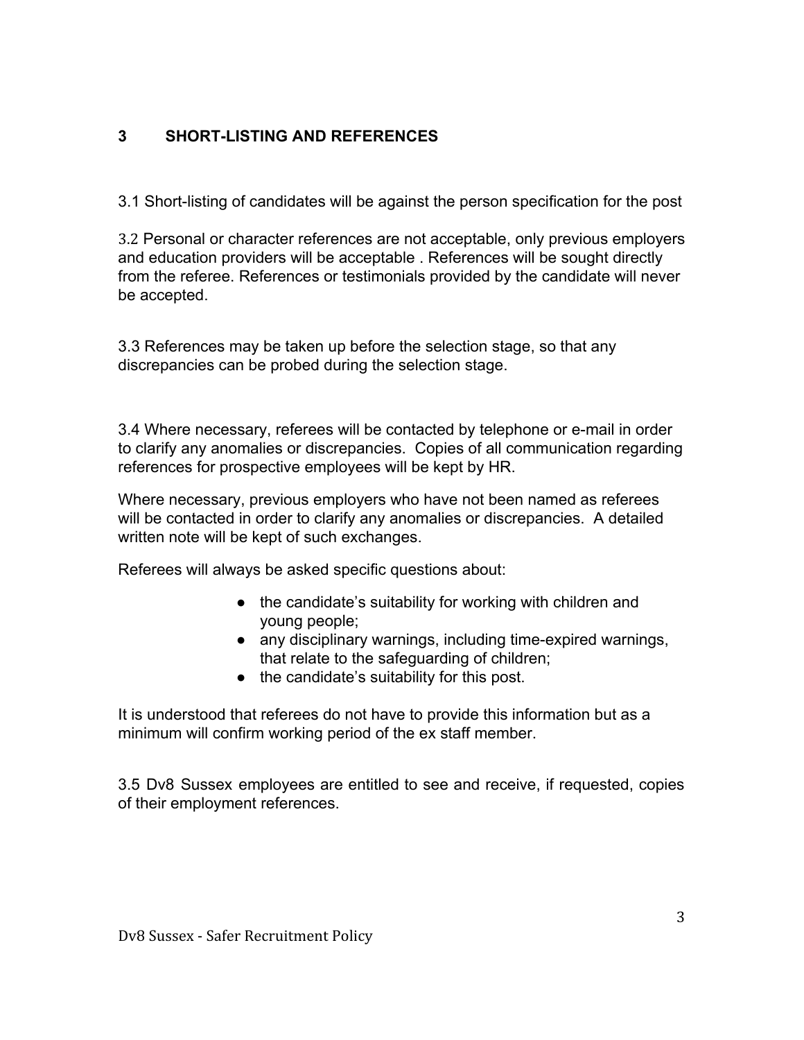## 3 SHORT-LISTING AND REFERENCES

3.1 Short-listing of candidates will be against the person specification for the post

3.2 Personal or character references are not acceptable, only previous employers and education providers will be acceptable . References will be sought directly from the referee. References or testimonials provided by the candidate will never be accepted.

3.3 References may be taken up before the selection stage, so that any discrepancies can be probed during the selection stage.

3.4 Where necessary, referees will be contacted by telephone or e-mail in order to clarify any anomalies or discrepancies. Copies of all communication regarding references for prospective employees will be kept by HR.

Where necessary, previous employers who have not been named as referees will be contacted in order to clarify any anomalies or discrepancies. A detailed written note will be kept of such exchanges.

Referees will always be asked specific questions about:

- the candidate's suitability for working with children and young people;
- any disciplinary warnings, including time-expired warnings, that relate to the safeguarding of children;
- the candidate's suitability for this post.

It is understood that referees do not have to provide this information but as a minimum will confirm working period of the ex staff member.

3.5 Dv8 Sussex employees are entitled to see and receive, if requested, copies of their employment references.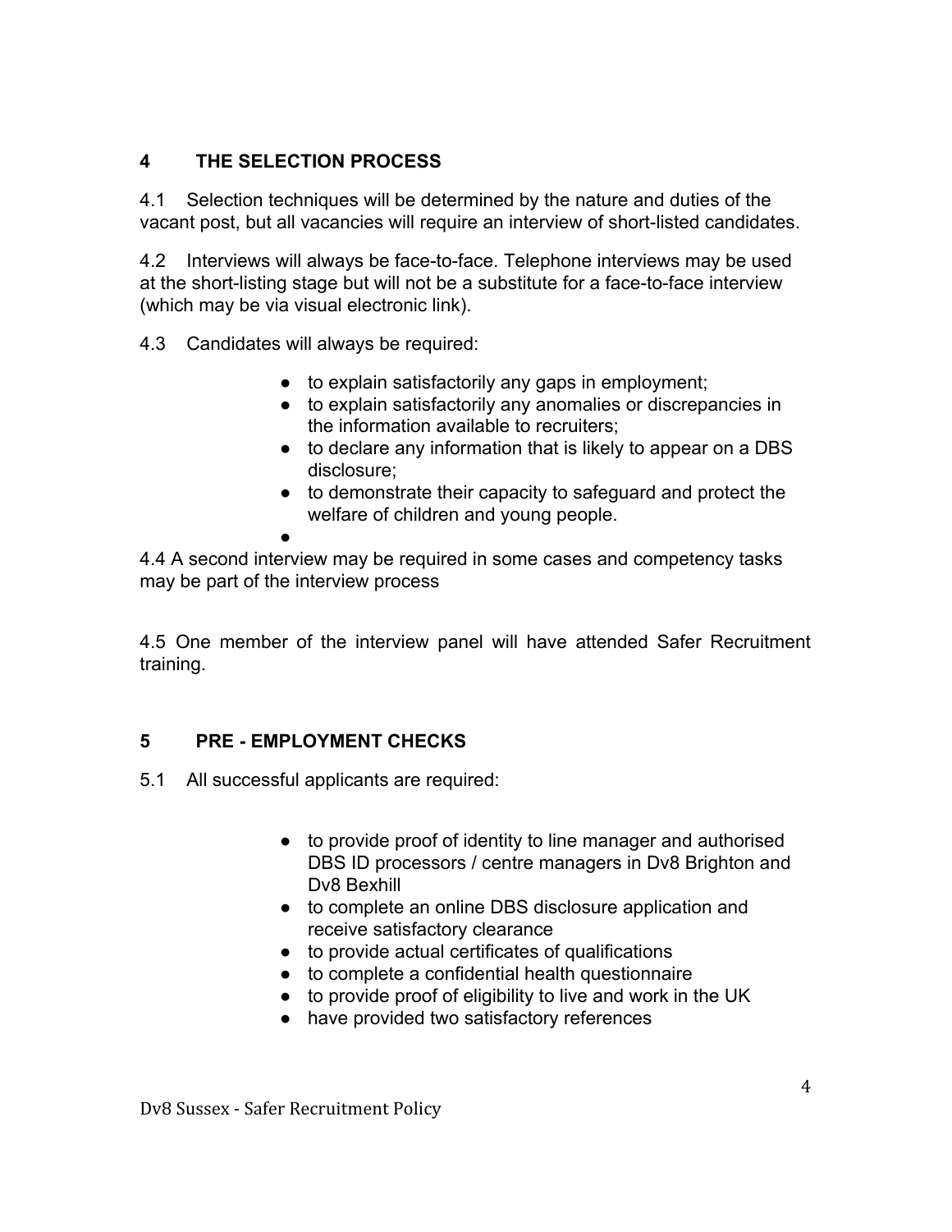## 4 THE SELECTION PROCESS

4.1 Selection techniques will be determined by the nature and duties of the vacant post, but all vacancies will require an interview of short-listed candidates.

4.2 Interviews will always be face-to-face. Telephone interviews may be used at the short-listing stage but will not be a substitute for a face-to-face interview (which may be via visual electronic link).

4.3 Candidates will always be required:

- to explain satisfactorily any gaps in employment;
- to explain satisfactorily any anomalies or discrepancies in the information available to recruiters;
- to declare any information that is likely to appear on a DBS disclosure;
- to demonstrate their capacity to safeguard and protect the welfare of children and young people.

4.4 A second interview may be required in some cases and competency tasks may be part of the interview process

4.5 One member of the interview panel will have attended Safer Recruitment training.

## 5 PRE - EMPLOYMENT CHECKS

5.1 All successful applicants are required:

- to provide proof of identity to line manager and authorised DBS ID processors / centre managers in Dv8 Brighton and Dv8 Bexhill
- to complete an online DBS disclosure application and receive satisfactory clearance
- to provide actual certificates of qualifications
- to complete a confidential health questionnaire
- to provide proof of eligibility to live and work in the UK
- have provided two satisfactory references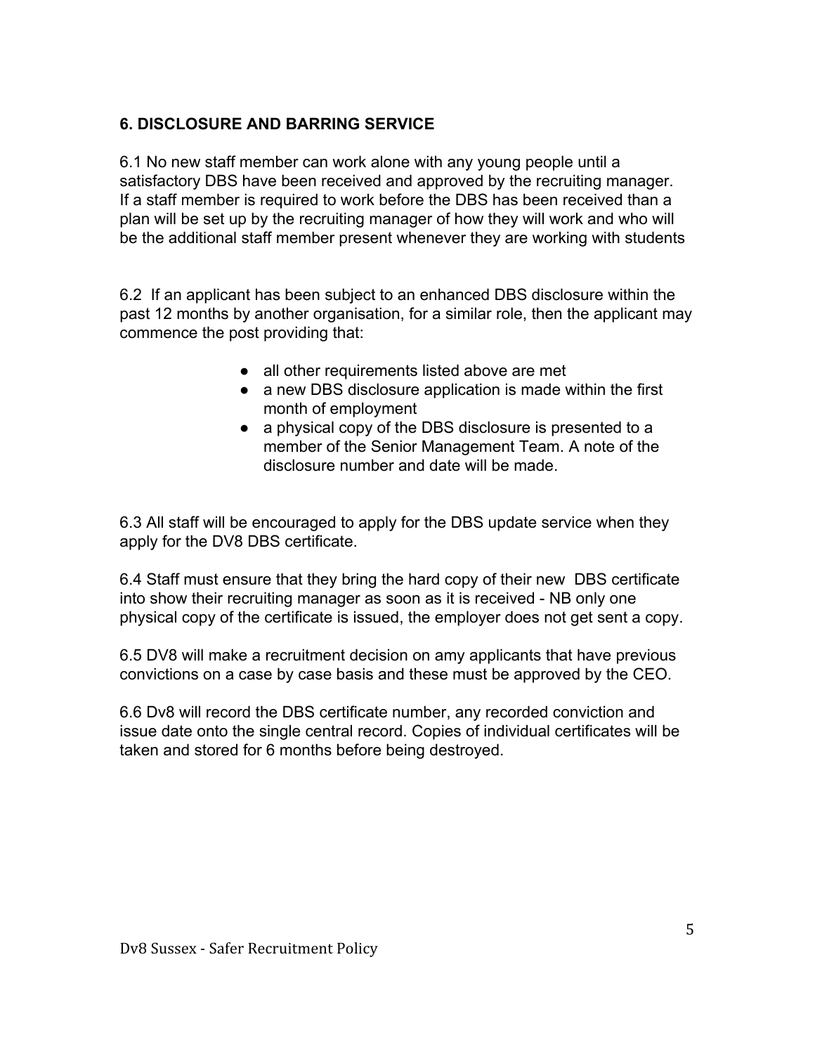## 6. DISCLOSURE AND BARRING SERVICE

6.1 No new staff member can work alone with any young people until a satisfactory DBS have been received and approved by the recruiting manager. If a staff member is required to work before the DBS has been received than a plan will be set up by the recruiting manager of how they will work and who will be the additional staff member present whenever they are working with students

6.2 If an applicant has been subject to an enhanced DBS disclosure within the past 12 months by another organisation, for a similar role, then the applicant may commence the post providing that:

- all other requirements listed above are met
- a new DBS disclosure application is made within the first month of employment
- a physical copy of the DBS disclosure is presented to a member of the Senior Management Team. A note of the disclosure number and date will be made.

6.3 All staff will be encouraged to apply for the DBS update service when they apply for the DV8 DBS certificate.

6.4 Staff must ensure that they bring the hard copy of their new DBS certificate into show their recruiting manager as soon as it is received - NB only one physical copy of the certificate is issued, the employer does not get sent a copy.

6.5 DV8 will make a recruitment decision on amy applicants that have previous convictions on a case by case basis and these must be approved by the CEO.

6.6 Dv8 will record the DBS certificate number, any recorded conviction and issue date onto the single central record. Copies of individual certificates will be taken and stored for 6 months before being destroyed.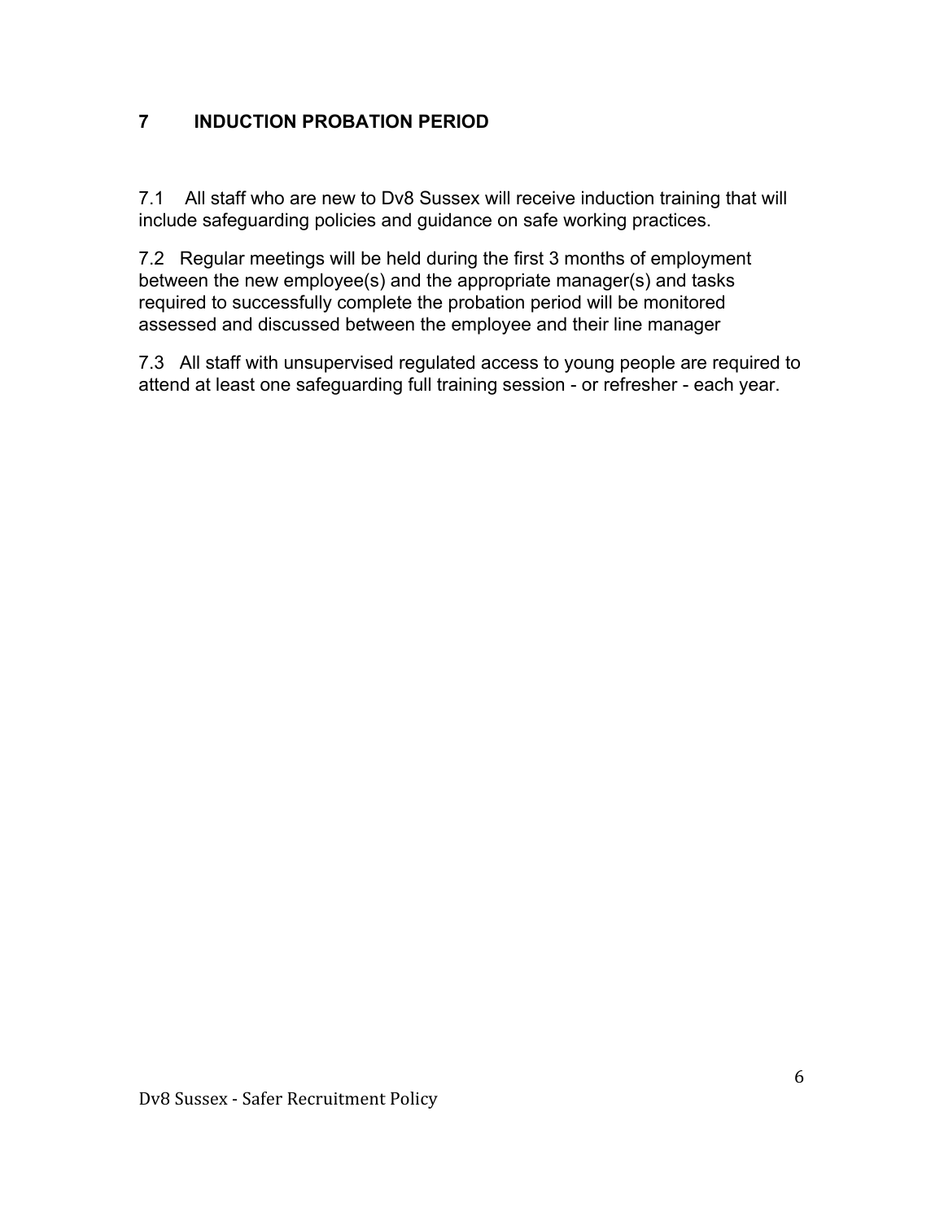## 7 INDUCTION PROBATION PERIOD

7.1 All staff who are new to Dv8 Sussex will receive induction training that will include safeguarding policies and guidance on safe working practices.

7.2 Regular meetings will be held during the first 3 months of employment between the new employee(s) and the appropriate manager(s) and tasks required to successfully complete the probation period will be monitored assessed and discussed between the employee and their line manager

7.3 All staff with unsupervised regulated access to young people are required to attend at least one safeguarding full training session - or refresher - each year.